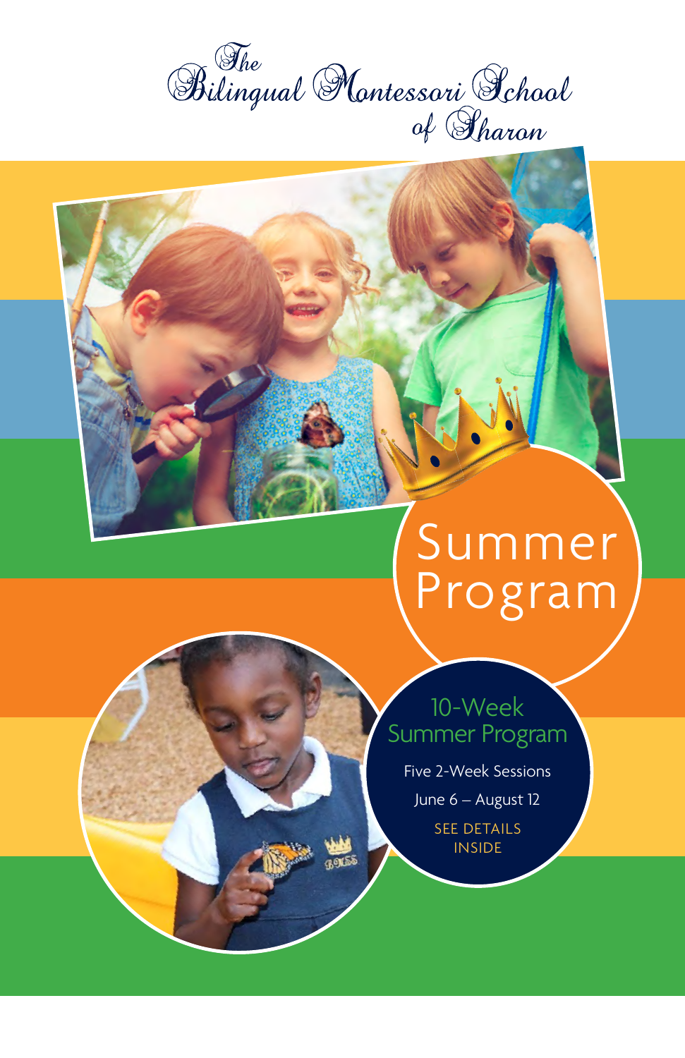# The Bilingual Montessori School of Sharon

## Summer Program

### 10-Week Summer Program

Five 2-Week Sessions

June 6 – August 12

SEE DETAILS INSIDE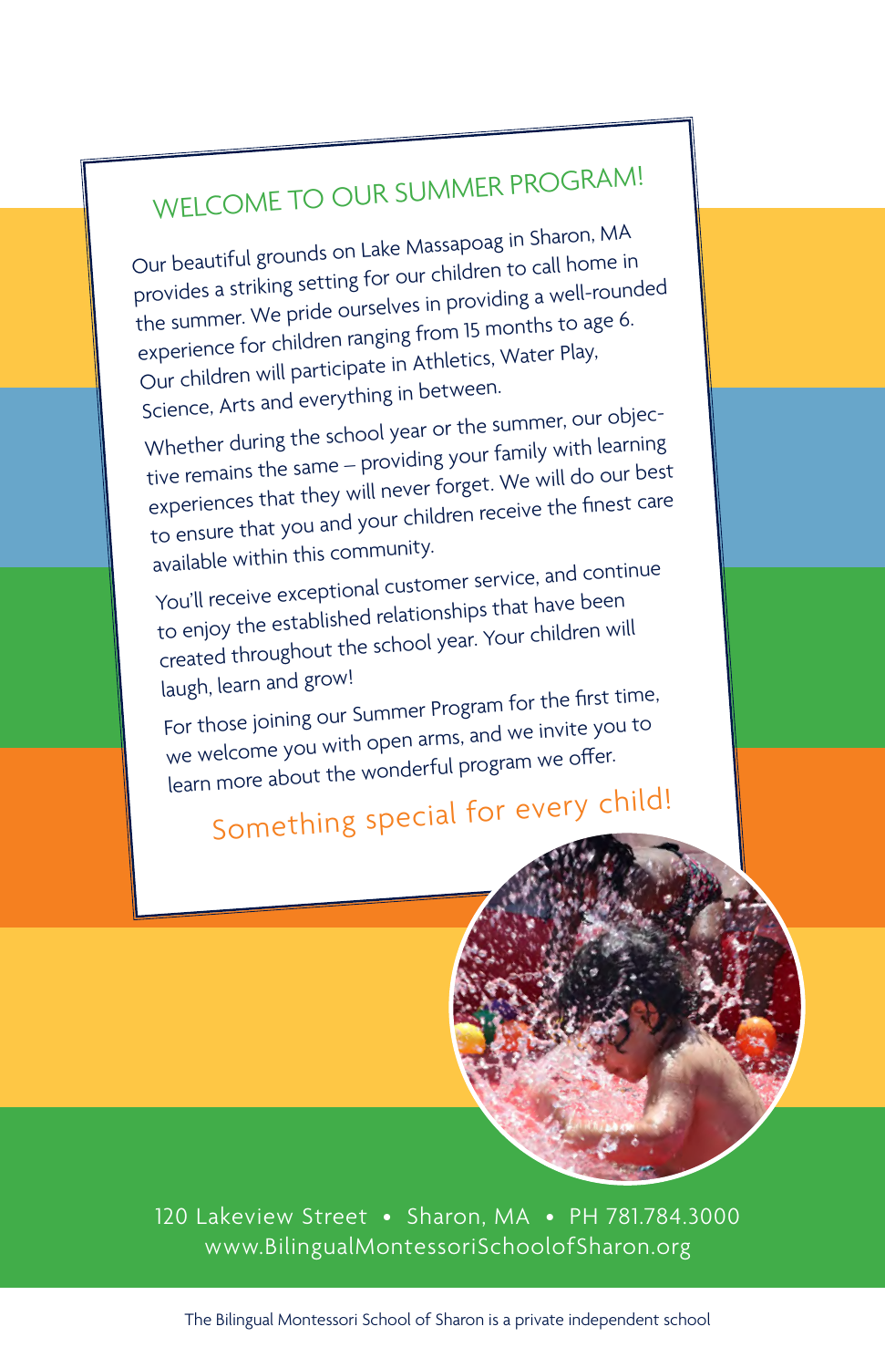# WELCOME TO OUR SUMMER PROGRAM!

Our beautiful grounds on Lake Massapoag in Sharon, MA provides a striking setting for our children to call home in the summer. We pride ourselves in providing a well-rounded experience for children ranging from 15 months to age 6. Our children will participate in Athletics, Water Play, Science, Arts and everything in between.

Whether during the school year or the summer, our objective remains the same – providing your family with learning experiences that they will never forget. We will do our best to ensure that you and your children receive the finest care available within this community.

You'll receive exceptional customer service, and continue to enjoy the established relationships that have been created throughout the school year. Your children will laugh, learn and grow!

For those joining our Summer Program for the first time, we welcome you with open arms, and we invite you to learn more about the wonderful program we offer.

## Something special for every child!

120 Lakeview Street • Sharon, MA • PH 781.784.3000
www.BilingualMontessoriSchoolofSharon.org

The Bilingual Montessori School of Sharon is a private independent school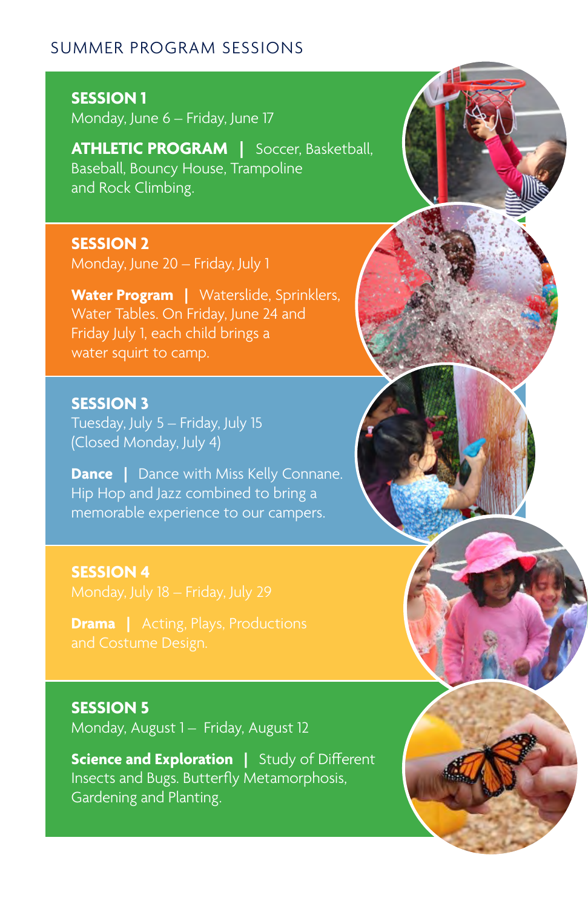## SUMMER PROGRAM SESSIONS

### SESSION 1
Monday, June 6 – Friday, June 17

**ATHLETIC PROGRAM** | Soccer, Basketball, Baseball, Bouncy House, Trampoline and Rock Climbing.

### SESSION 2
Monday, June 20 – Friday, July 1

**Water Program** | Waterslide, Sprinklers, Water Tables. On Friday, June 24 and Friday July 1, each child brings a water squirt to camp.

### SESSION 3
Tuesday, July 5 – Friday, July 15
(Closed Monday, July 4)

**Dance** | Dance with Miss Kelly Connane. Hip Hop and Jazz combined to bring a memorable experience to our campers.

### SESSION 4
Monday, July 18 – Friday, July 29

**Drama** | Acting, Plays, Productions and Costume Design.

### SESSION 5
Monday, August 1 – Friday, August 12

**Science and Exploration** | Study of Different Insects and Bugs. Butterfly Metamorphosis, Gardening and Planting.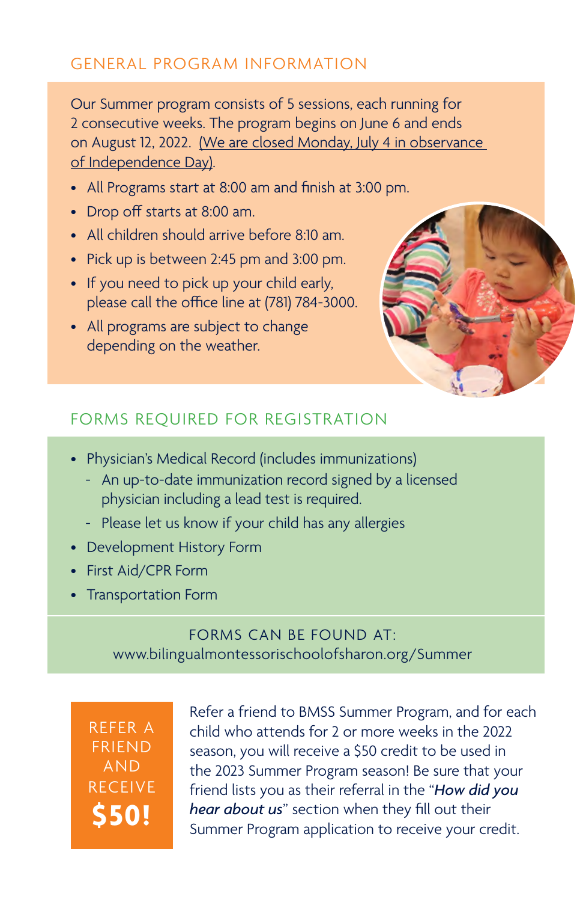## GENERAL PROGRAM INFORMATION

Our Summer program consists of 5 sessions, each running for 2 consecutive weeks. The program begins on June 6 and ends on August 12, 2022. (We are closed Monday, July 4 in observance of Independence Day).

- All Programs start at 8:00 am and finish at 3:00 pm.
- Drop off starts at 8:00 am.
- All children should arrive before 8:10 am.
- Pick up is between 2:45 pm and 3:00 pm.
- If you need to pick up your child early, please call the office line at (781) 784-3000.
- All programs are subject to change depending on the weather.

## FORMS REQUIRED FOR REGISTRATION

- Physician's Medical Record (includes immunizations)
  - An up-to-date immunization record signed by a licensed physician including a lead test is required.
  - Please let us know if your child has any allergies
- Development History Form
- First Aid/CPR Form
- Transportation Form

FORMS CAN BE FOUND AT:
www.bilingualmontessorischoolofsharon.org/Summer

## REFER A FRIEND AND RECEIVE **$50!**

Refer a friend to BMSS Summer Program, and for each child who attends for 2 or more weeks in the 2022 season, you will receive a $50 credit to be used in the 2023 Summer Program season! Be sure that your friend lists you as their referral in the "***How did you hear about us***" section when they fill out their Summer Program application to receive your credit.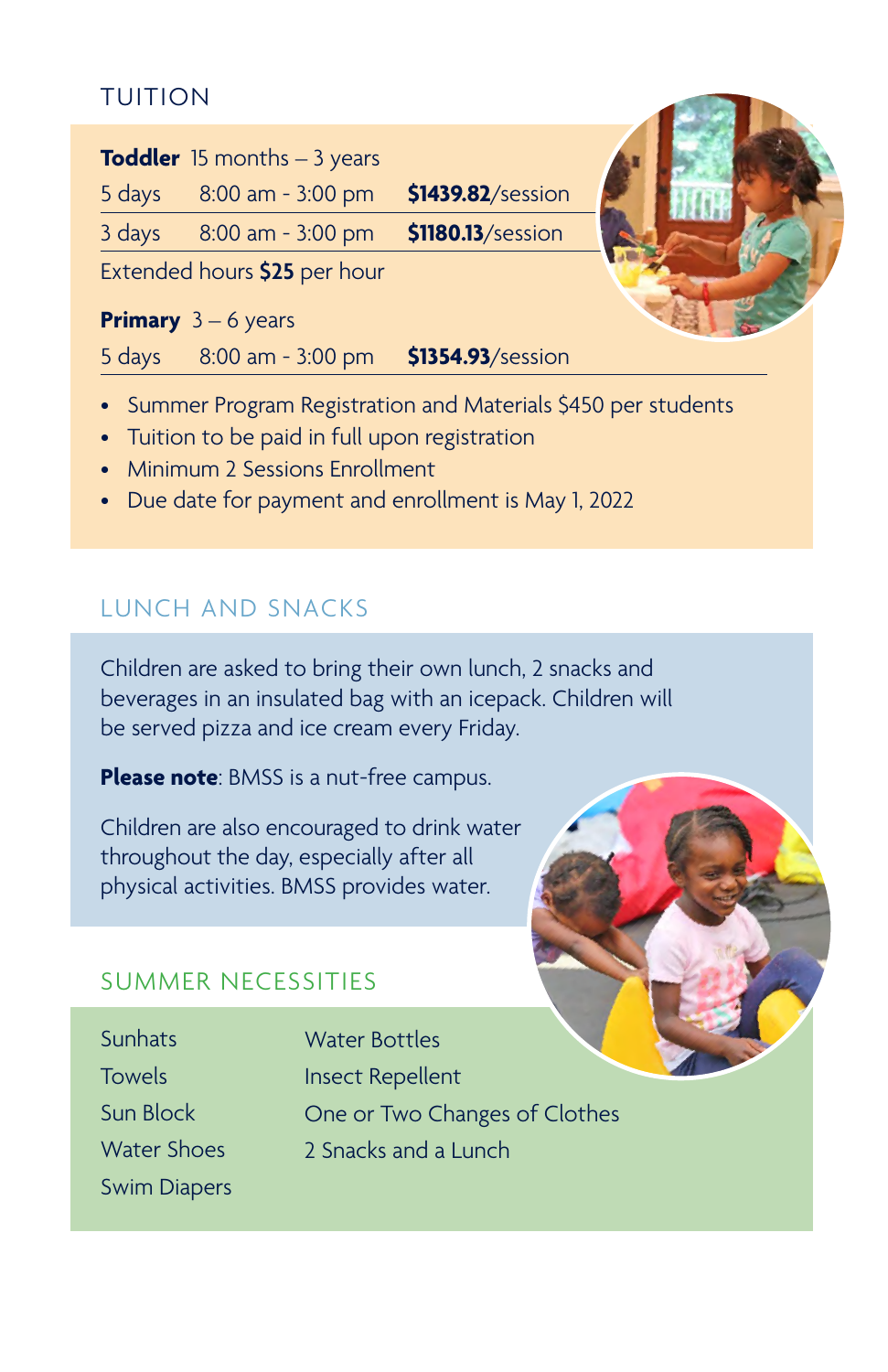## TUITION

**Toddler** 15 months – 3 years

| | | |
|---|---|---|
| 5 days | 8:00 am - 3:00 pm | **$1439.82**/session |
| 3 days | 8:00 am - 3:00 pm | **$1180.13**/session |

Extended hours **$25** per hour

**Primary** 3 – 6 years

| | | |
|---|---|---|
| 5 days | 8:00 am - 3:00 pm | **$1354.93**/session |

- Summer Program Registration and Materials $450 per students
- Tuition to be paid in full upon registration
- Minimum 2 Sessions Enrollment
- Due date for payment and enrollment is May 1, 2022

## LUNCH AND SNACKS

Children are asked to bring their own lunch, 2 snacks and beverages in an insulated bag with an icepack. Children will be served pizza and ice cream every Friday.

**Please note**: BMSS is a nut-free campus.

Children are also encouraged to drink water throughout the day, especially after all physical activities. BMSS provides water.

## SUMMER NECESSITIES

- Sunhats
- Towels
- Sun Block
- Water Shoes
- Swim Diapers
- Water Bottles
- Insect Repellent
- One or Two Changes of Clothes
- 2 Snacks and a Lunch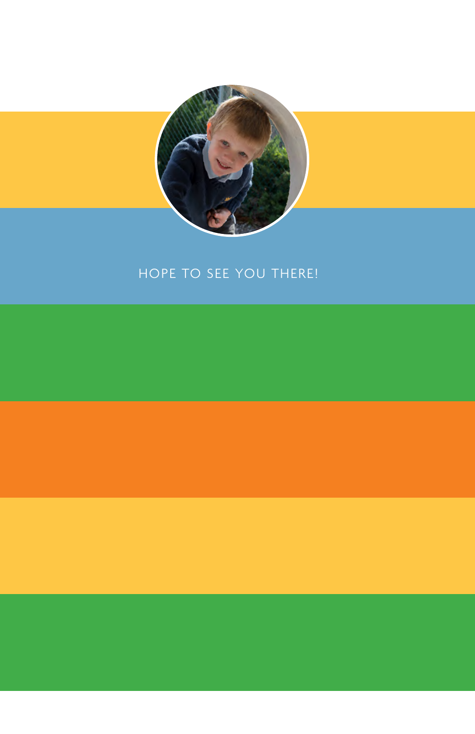HOPE TO SEE YOU THERE!